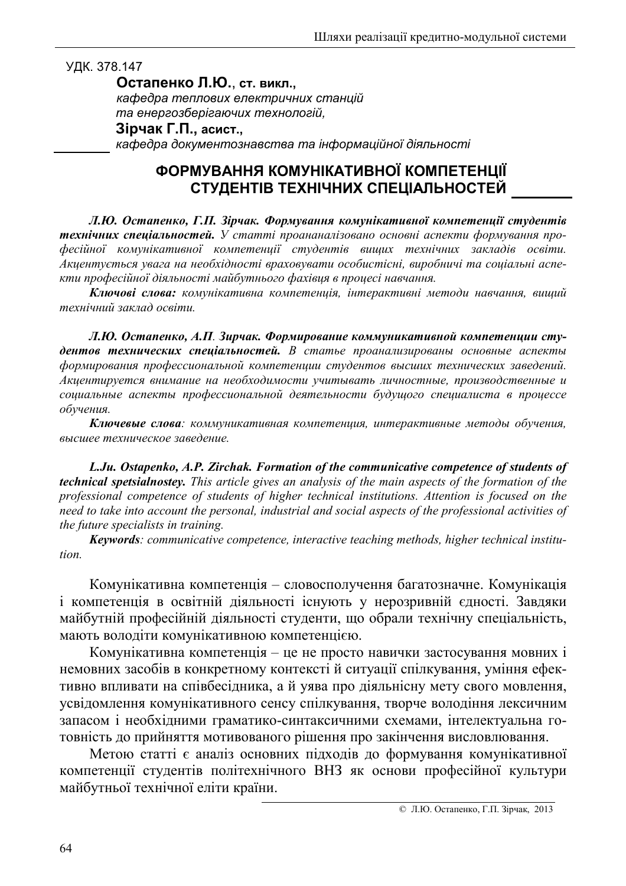УДК. 378.147

**Остапенко Л.Ю.**, **ст. викл.**,
*кафедра теплових електричних станцій*
*та енергозберігаючих технологій,*
**Зірчак Г.П., асист.**,
*кафедра документознавства та інформаційної діяльності*

# ФОРМУВАННЯ КОМУНІКАТИВНОЇ КОМПЕТЕНЦІЇ СТУДЕНТІВ ТЕХНІЧНИХ СПЕЦІАЛЬНОСТЕЙ

***Л.Ю. Остапенко, Г.П. Зірчак. Формування комунікативної компетенції студентів технічних спеціальностей.*** *У статті проананалізовано основні аспекти формування професійної комунікативної компетенції студентів вищих технічних закладів освіти. Акцентується увага на необхідності враховувати особистісні, виробничі та соціальні аспекти професійної діяльності майбутнього фахівця в процесі навчання.*

***Ключові слова:*** *комунікативна компетенція, інтерактивні методи навчання, вищий технічний заклад освіти.*

***Л.Ю. Остапенко, А.П. Зирчак. Формирование коммуникативной компетенции студентов технических специальностей.*** *В статье проанализированы основные аспекты формирования профессиональной компетенции студентов высших технических заведений. Акцентируется внимание на необходимости учитывать личностные, производственные и социальные аспекты профессиональной деятельности будущего специалиста в процессе обучения.*

***Ключевые слова****: коммуникативная компетенция, интерактивные методы обучения, высшее техническое заведение.*

***L.Ju. Ostapenko, A.P. Zirchak. Formation of the communicative competence of students of technical spetsialnostey.*** *This article gives an analysis of the main aspects of the formation of the professional competence of students of higher technical institutions. Attention is focused on the need to take into account the personal, industrial and social aspects of the professional activities of the future specialists in training.*

***Keywords****: communicative competence, interactive teaching methods, higher technical institution.*

Комунікативна компетенція – словосполучення багатозначне. Комунікація і компетенція в освітній діяльності існують у нерозривній єдності. Завдяки майбутній професійній діяльності студенти, що обрали технічну спеціальність, мають володіти комунікативною компетенцією.

Комунікативна компетенція – це не просто навички застосування мовних і немовних засобів в конкретному контексті й ситуації спілкування, уміння ефективно впливати на співбесідника, а й уява про діяльнісну мету свого мовлення, усвідомлення комунікативного сенсу спілкування, творче володіння лексичним запасом і необхідними граматико-синтаксичними схемами, інтелектуальна готовність до прийняття мотивованого рішення про закінчення висловлювання.

Метою статті є аналіз основних підходів до формування комунікативної компетенції студентів політехнічного ВНЗ як основи професійної культури майбутньої технічної еліти країни.

© Л.Ю. Остапенко, Г.П. Зірчак, 2013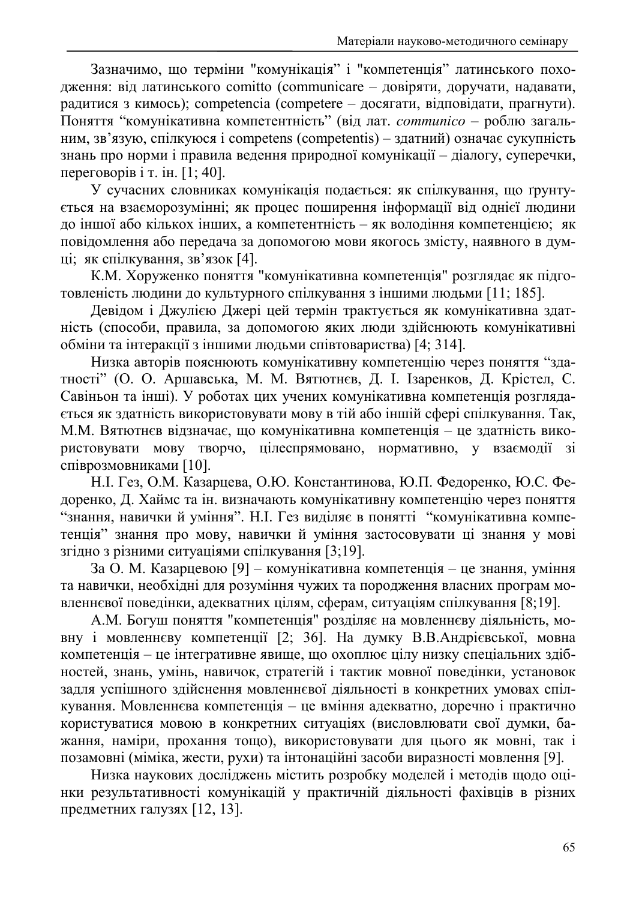Зазначимо, що терміни "комунікація" і "компетенція" латинського походження: від латинського comitto (communicare – довіряти, доручати, надавати, радитися з кимось); competencia (competere – досягати, відповідати, прагнути). Поняття "комунікативна компетентність" (від лат. *communico* – роблю загальним, зв'язую, спілкуюся і competens (competentis) – здатний) означає сукупність знань про норми і правила ведення природної комунікації – діалогу, суперечки, переговорів і т. ін. [1; 40].

У сучасних словниках комунікація подається: як спілкування, що ґрунтується на взаєморозумінні; як процес поширення інформації від однієї людини до іншої або кількох інших, а компетентність – як володіння компетенцією; як повідомлення або передача за допомогою мови якогось змісту, наявного в думці; як спілкування, зв'язок [4].

К.М. Хоруженко поняття "комунікативна компетенція" розглядає як підготовленість людини до культурного спілкування з іншими людьми [11; 185].

Девідом і Джулією Джері цей термін трактується як комунікативна здатність (способи, правила, за допомогою яких люди здійснюють комунікативні обміни та інтеракції з іншими людьми співтовариства) [4; 314].

Низка авторів пояснюють комунікативну компетенцію через поняття "здатності" (О. О. Аршавська, М. М. Вятютнєв, Д. І. Ізаренков, Д. Крістел, С. Савіньон та інші). У роботах цих учених комунікативна компетенція розглядається як здатність використовувати мову в тій або іншій сфері спілкування. Так, М.М. Вятютнєв відзначає, що комунікативна компетенція – це здатність використовувати мову творчо, цілеспрямовано, нормативно, у взаємодії зі співрозмовниками [10].

Н.І. Гез, О.М. Казарцева, О.Ю. Константинова, Ю.П. Федоренко, Ю.С. Федоренко, Д. Хаймс та ін. визначають комунікативну компетенцію через поняття "знання, навички й уміння". Н.І. Гез виділяє в понятті "комунікативна компетенція" знання про мову, навички й уміння застосовувати ці знання у мові згідно з різними ситуаціями спілкування [3;19].

За О. М. Казарцевою [9] – комунікативна компетенція – це знання, уміння та навички, необхідні для розуміння чужих та породження власних програм мовленнєвої поведінки, адекватних цілям, сферам, ситуаціям спілкування [8;19].

А.М. Богуш поняття "компетенція" розділяє на мовленнєву діяльність, мовну і мовленнєву компетенції [2; 36]. На думку В.В.Андрієвської, мовна компетенція – це інтегративне явище, що охоплює цілу низку спеціальних здібностей, знань, умінь, навичок, стратегій і тактик мовної поведінки, установок задля успішного здійснення мовленнєвої діяльності в конкретних умовах спілкування. Мовленнєва компетенція – це вміння адекватно, доречно і практично користуватися мовою в конкретних ситуаціях (висловлювати свої думки, бажання, наміри, прохання тощо), використовувати для цього як мовні, так і позамовні (міміка, жести, рухи) та інтонаційні засоби виразності мовлення [9].

Низка наукових досліджень містить розробку моделей і методів щодо оцінки результативності комунікацій у практичній діяльності фахівців в різних предметних галузях [12, 13].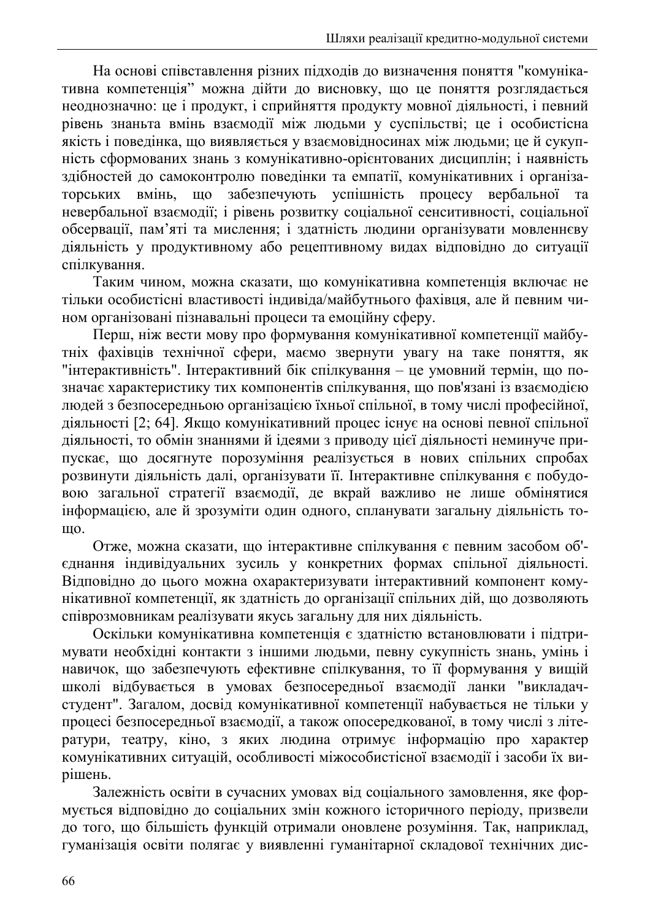На основі співставлення різних підходів до визначення поняття "комунікативна компетенція" можна дійти до висновку, що це поняття розглядається неоднозначно: це і продукт, і сприйняття продукту мовної діяльності, і певний рівень знаньта вмінь взаємодії між людьми у суспільстві; це і особистісна якість і поведінка, що виявляється у взаємовідносинах між людьми; це й сукупність сформованих знань з комунікативно-орієнтованих дисциплін; і наявність здібностей до самоконтролю поведінки та емпатії, комунікативних і організаторських вмінь, що забезпечують успішність процесу вербальної та невербальної взаємодії; і рівень розвитку соціальної сенситивності, соціальної обсервації, пам'яті та мислення; і здатність людини організувати мовленнєву діяльність у продуктивному або рецептивному видах відповідно до ситуації спілкування.

Таким чином, можна сказати, що комунікативна компетенція включає не тільки особистісні властивості індивіда/майбутнього фахівця, але й певним чином організовані пізнавальні процеси та емоційну сферу.

Перш, ніж вести мову про формування комунікативної компетенції майбутніх фахівців технічної сфери, маємо звернути увагу на таке поняття, як "інтерактивність". Інтерактивний бік спілкування – це умовний термін, що позначає характеристику тих компонентів спілкування, що пов'язані із взаємодією людей з безпосередньою організацією їхньої спільної, в тому числі професійної, діяльності [2; 64]. Якщо комунікативний процес існує на основі певної спільної діяльності, то обмін знаннями й ідеями з приводу цієї діяльності неминуче припускає, що досягнуте порозуміння реалізується в нових спільних спробах розвинути діяльність далі, організувати її. Інтерактивне спілкування є побудовою загальної стратегії взаємодії, де вкрай важливо не лише обмінятися інформацією, але й зрозуміти один одного, спланувати загальну діяльність тощо.

Отже, можна сказати, що інтерактивне спілкування є певним засобом об'єднання індивідуальних зусиль у конкретних формах спільної діяльності. Відповідно до цього можна охарактеризувати інтерактивний компонент комунікативної компетенції, як здатність до організації спільних дій, що дозволяють співрозмовникам реалізувати якусь загальну для них діяльність.

Оскільки комунікативна компетенція є здатністю встановлювати і підтримувати необхідні контакти з іншими людьми, певну сукупність знань, умінь і навичок, що забезпечують ефективне спілкування, то її формування у вищій школі відбувається в умовах безпосередньої взаємодії ланки "викладач-студент". Загалом, досвід комунікативної компетенції набувається не тільки у процесі безпосередньої взаємодії, а також опосередкованої, в тому числі з літератури, театру, кіно, з яких людина отримує інформацію про характер комунікативних ситуацій, особливості міжособистісної взаємодії і засоби їх вирішень.

Залежність освіти в сучасних умовах від соціального замовлення, яке формується відповідно до соціальних змін кожного історичного періоду, призвели до того, що більшість функцій отримали оновлене розуміння. Так, наприклад, гуманізація освіти полягає у виявленні гуманітарної складової технічних дис-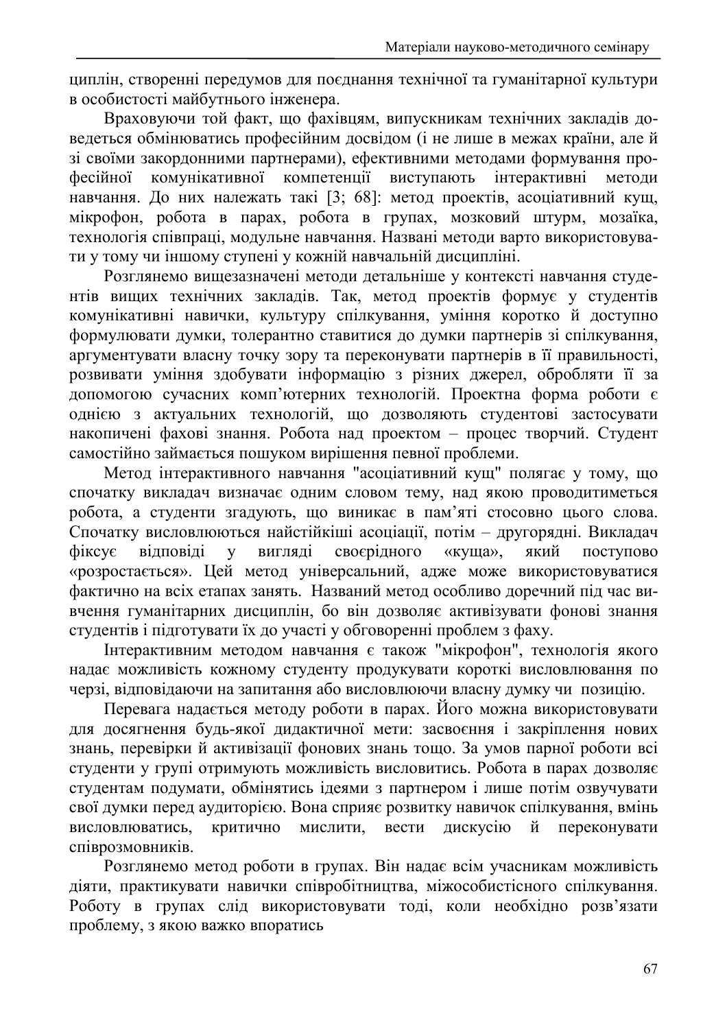циплін, створенні передумов для поєднання технічної та гуманітарної культури в особистості майбутнього інженера.

Враховуючи той факт, що фахівцям, випускникам технічних закладів доведеться обмінюватись професійним досвідом (і не лише в межах країни, але й зі своїми закордонними партнерами), ефективними методами формування професійної комунікативної компетенції виступають інтерактивні методи навчання. До них належать такі [3; 68]: метод проектів, асоціативний кущ, мікрофон, робота в парах, робота в групах, мозковий штурм, мозаїка, технологія співпраці, модульне навчання. Названі методи варто використовувати у тому чи іншому ступені у кожній навчальній дисципліні.

Розглянемо вищезазначені методи детальніше у контексті навчання студентів вищих технічних закладів. Так, метод проектів формує у студентів комунікативні навички, культуру спілкування, уміння коротко й доступно формулювати думки, толерантно ставитися до думки партнерів зі спілкування, аргументувати власну точку зору та переконувати партнерів в її правильності, розвивати уміння здобувати інформацію з різних джерел, обробляти її за допомогою сучасних комп'ютерних технологій. Проектна форма роботи є однією з актуальних технологій, що дозволяють студентові застосувати накопичені фахові знання. Робота над проектом – процес творчий. Студент самостійно займається пошуком вирішення певної проблеми.

Метод інтерактивного навчання "асоціативний кущ" полягає у тому, що спочатку викладач визначає одним словом тему, над якою проводитиметься робота, а студенти згадують, що виникає в пам'яті стосовно цього слова. Спочатку висловлюються найстійкіші асоціації, потім – другорядні. Викладач фіксує відповіді у вигляді своєрідного «куща», який поступово «розростається». Цей метод універсальний, адже може використовуватися фактично на всіх етапах занять. Названий метод особливо доречний під час вивчення гуманітарних дисциплін, бо він дозволяє активізувати фонові знання студентів і підготувати їх до участі у обговоренні проблем з фаху.

Інтерактивним методом навчання є також "мікрофон", технологія якого надає можливість кожному студенту продукувати короткі висловлювання по черзі, відповідаючи на запитання або висловлюючи власну думку чи позицію.

Перевага надається методу роботи в парах. Його можна використовувати для досягнення будь-якої дидактичної мети: засвоєння і закріплення нових знань, перевірки й активізації фонових знань тощо. За умов парної роботи всі студенти у групі отримують можливість висловитись. Робота в парах дозволяє студентам подумати, обмінятись ідеями з партнером і лише потім озвучувати свої думки перед аудиторією. Вона сприяє розвитку навичок спілкування, вмінь висловлюватись, критично мислити, вести дискусію й переконувати співрозмовників.

Розглянемо метод роботи в групах. Він надає всім учасникам можливість діяти, практикувати навички співробітництва, міжособистісного спілкування. Роботу в групах слід використовувати тоді, коли необхідно розв'язати проблему, з якою важко впоратись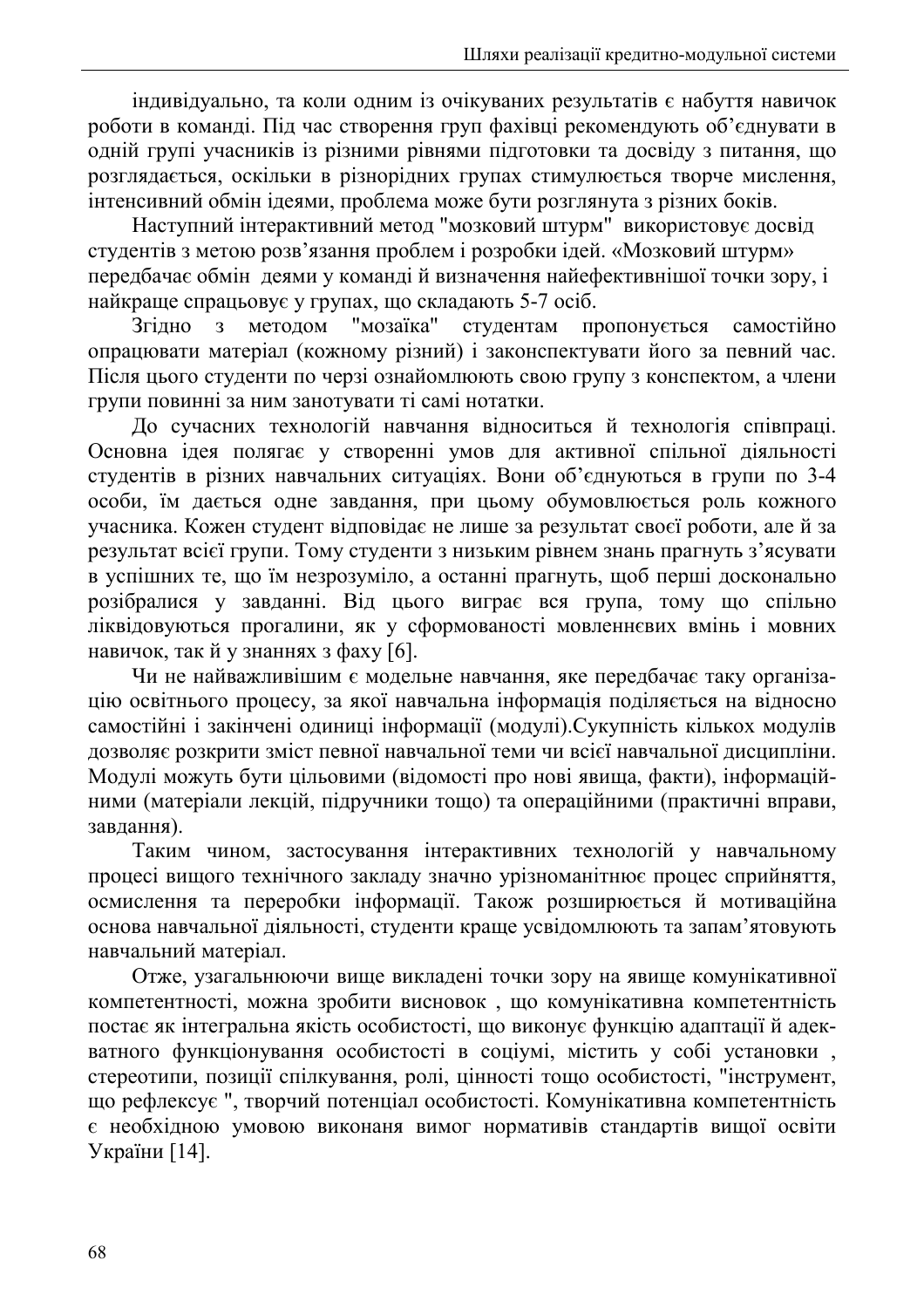індивідуально, та коли одним із очікуваних результатів є набуття навичок роботи в команді. Під час створення груп фахівці рекомендують об'єднувати в одній групі учасників із різними рівнями підготовки та досвіду з питання, що розглядається, оскільки в різнорідних групах стимулюється творче мислення, інтенсивний обмін ідеями, проблема може бути розглянута з різних боків.

Наступний інтерактивний метод "мозковий штурм" використовує досвід студентів з метою розв'язання проблем і розробки ідей. «Мозковий штурм» передбачає обмін деями у команді й визначення найефективнішої точки зору, і найкраще спрацьовує у групах, що складають 5-7 осіб.

Згідно з методом "мозаїка" студентам пропонується самостійно опрацювати матеріал (кожному різний) і законспектувати його за певний час. Після цього студенти по черзі ознайомлюють свою групу з конспектом, а члени групи повинні за ним занотувати ті самі нотатки.

До сучасних технологій навчання відноситься й технологія співпраці. Основна ідея полягає у створенні умов для активної спільної діяльності студентів в різних навчальних ситуаціях. Вони об'єднуються в групи по 3-4 особи, їм дається одне завдання, при цьому обумовлюється роль кожного учасника. Кожен студент відповідає не лише за результат своєї роботи, але й за результат всієї групи. Тому студенти з низьким рівнем знань прагнуть з'ясувати в успішних те, що їм незрозуміло, а останні прагнуть, щоб перші досконально розібралися у завданні. Від цього виграє вся група, тому що спільно ліквідовуються прогалини, як у сформованості мовленнєвих вмінь і мовних навичок, так й у знаннях з фаху [6].

Чи не найважливішим є модельне навчання, яке передбачає таку організацію освітнього процесу, за якої навчальна інформація поділяється на відносно самостійні і закінчені одиниці інформації (модулі).Сукупність кількох модулів дозволяє розкрити зміст певної навчальної теми чи всієї навчальної дисципліни. Модулі можуть бути цільовими (відомості про нові явища, факти), інформаційними (матеріали лекцій, підручники тощо) та операційними (практичні вправи, завдання).

Таким чином, застосування інтерактивних технологій у навчальному процесі вищого технічного закладу значно урізноманітнює процес сприйняття, осмислення та переробки інформації. Також розширюється й мотиваційна основа навчальної діяльності, студенти краще усвідомлюють та запам'ятовують навчальний матеріал.

Отже, узагальнюючи вище викладені точки зору на явище комунікативної компетентності, можна зробити висновок , що комунікативна компетентність постає як інтегральна якість особистості, що виконує функцію адаптації й адекватного функціонування особистості в соціумі, містить у собі установки , стереотипи, позиції спілкування, ролі, цінності тощо особистості, "інструмент, що рефлексує ", творчий потенціал особистості. Комунікативна компетентність є необхідною умовою виконаня вимог нормативів стандартів вищої освіти України [14].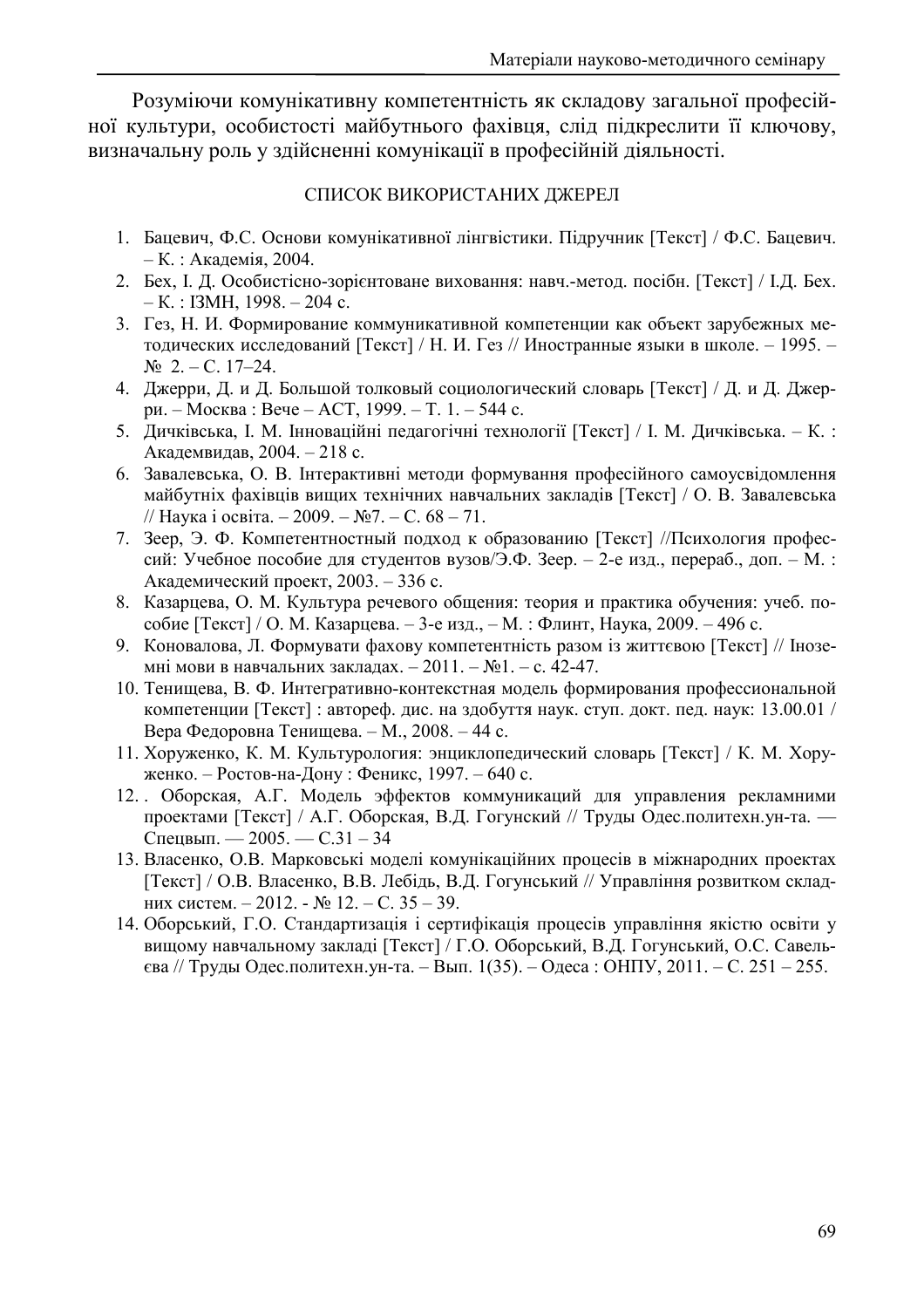Розуміючи комунікативну компетентність як складову загальної професійної культури, особистості майбутнього фахівця, слід підкреслити її ключову, визначальну роль у здійсненні комунікації в професійній діяльності.

## СПИСОК ВИКОРИСТАНИХ ДЖЕРЕЛ

1. Бацевич, Ф.С. Основи комунікативної лінгвістики. Підручник [Текст] / Ф.С. Бацевич. – К. : Академія, 2004.
2. Бех, І. Д. Особистісно-зорієнтоване виховання: навч.-метод. посібн. [Текст] / І.Д. Бех. – К. : ІЗМН, 1998. – 204 с.
3. Гез, Н. И. Формирование коммуникативной компетенции как объект зарубежных методических исследований [Текст] / Н. И. Гез // Иностранные языки в школе. – 1995. – № 2. – С. 17–24.
4. Джерри, Д. и Д. Большой толковый социологический словарь [Текст] / Д. и Д. Джерри. – Москва : Вече – АСТ, 1999. – Т. 1. – 544 с.
5. Дичківська, І. М. Інноваційні педагогічні технології [Текст] / І. М. Дичківська. – К. : Академвидав, 2004. – 218 с.
6. Завалевська, О. В. Інтерактивні методи формування професійного самоусвідомлення майбутніх фахівців вищих технічних навчальних закладів [Текст] / О. В. Завалевська // Наука і освіта. – 2009. – №7. – С. 68 – 71.
7. Зеер, Э. Ф. Компетентностный подход к образованию [Текст] //Психология профессий: Учебное пособие для студентов вузов/Э.Ф. Зеер. – 2-е изд., перераб., доп. – М. : Академический проект, 2003. – 336 с.
8. Казарцева, О. М. Культура речевого общения: теория и практика обучения: учеб. пособие [Текст] / О. М. Казарцева. – 3-е изд., – М. : Флинт, Наука, 2009. – 496 с.
9. Коновалова, Л. Формувати фахову компетентність разом із життєвою [Текст] // Іноземні мови в навчальних закладах. – 2011. – №1. – с. 42-47.
10. Тенищева, В. Ф. Интегративно-контекстная модель формирования профессиональной компетенции [Текст] : автореф. дис. на здобуття наук. ступ. докт. пед. наук: 13.00.01 / Вера Федоровна Тенищева. – М., 2008. – 44 с.
11. Хоруженко, К. М. Культурология: энциклопедический словарь [Текст] / К. М. Хоруженко. – Ростов-на-Дону : Феникс, 1997. – 640 с.
12. . Оборская, А.Г. Модель эффектов коммуникаций для управления рекламными проектами [Текст] / А.Г. Оборская, В.Д. Гогунский // Труды Одес.политехн.ун-та. — Спецвып. — 2005. — С.31 – 34
13. Власенко, О.В. Марковські моделі комунікаційних процесів в міжнародних проектах [Текст] / О.В. Власенко, В.В. Лебідь, В.Д. Гогунський // Управління розвитком складних систем. – 2012. - № 12. – С. 35 – 39.
14. Оборський, Г.О. Стандартизація і сертифікація процесів управління якістю освіти у вищому навчальному закладі [Текст] / Г.О. Оборський, В.Д. Гогунський, О.С. Савельєва // Труды Одес.политехн.ун-та. – Вып. 1(35). – Одеса : ОНПУ, 2011. – С. 251 – 255.